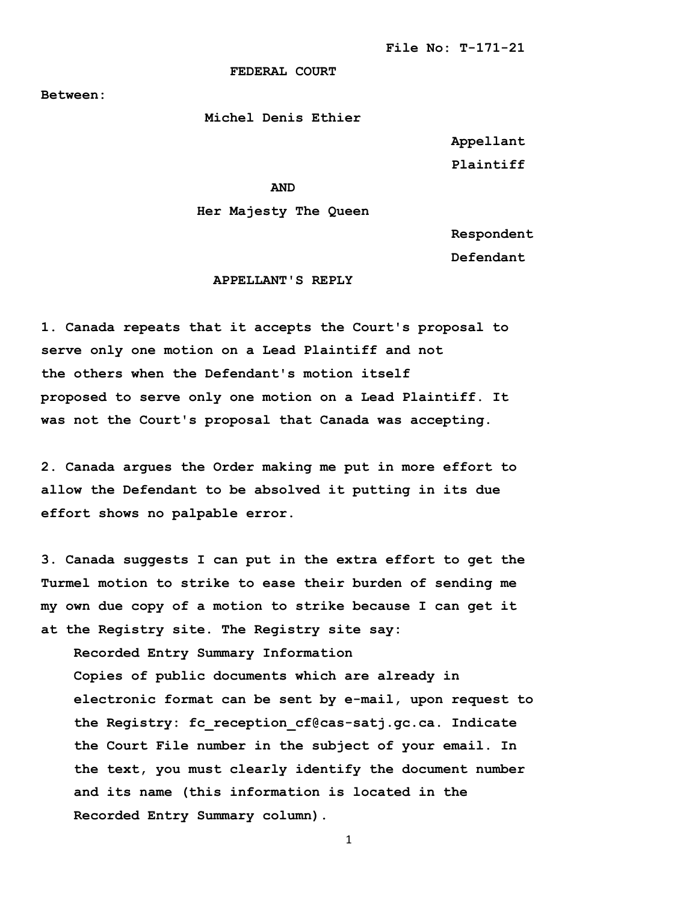File No: T-171-21

**FEDERAL COURT**

**Between:**

**Michel Denis Ethier**

**Appellant**

**Plaintiff**

**AND**

**Her Majesty The Queen**

**Respondent**

**Defendant**

**APPELLANT'S REPLY**

**1. Canada repeats that it accepts the Court's proposal to serve only one motion on a Lead Plaintiff and not the others when the Defendant's motion itself proposed to serve only one motion on a Lead Plaintiff. It was not the Court's proposal that Canada was accepting.**

**2. Canada argues the Order making me put in more effort to allow the Defendant to be absolved it putting in its due effort shows no palpable error.**

**3. Canada suggests I can put in the extra effort to get the Turmel motion to strike to ease their burden of sending me my own due copy of a motion to strike because I can get it at the Registry site. The Registry site say:**

> **Recorded Entry Summary Information**
> **Copies of public documents which are already in electronic format can be sent by e-mail, upon request to the Registry: fc_reception_cf@cas-satj.gc.ca. Indicate the Court File number in the subject of your email. In the text, you must clearly identify the document number and its name (this information is located in the Recorded Entry Summary column).**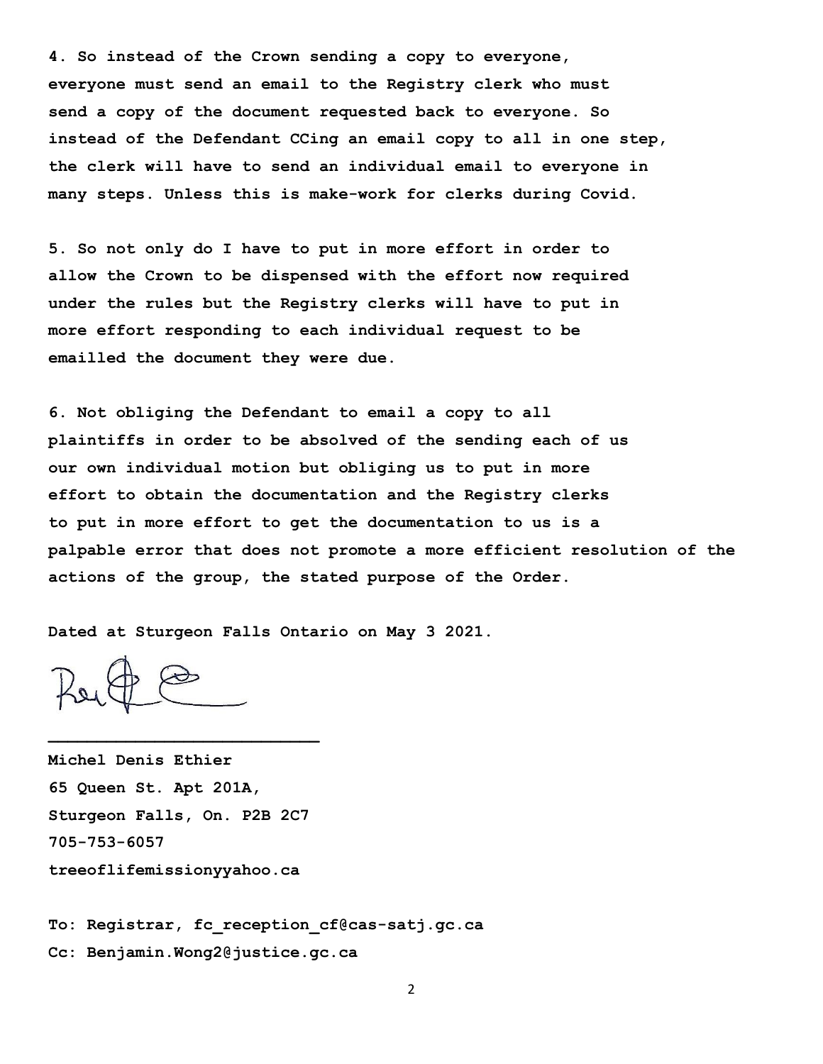4. So instead of the Crown sending a copy to everyone, everyone must send an email to the Registry clerk who must send a copy of the document requested back to everyone. So instead of the Defendant CCing an email copy to all in one step, the clerk will have to send an individual email to everyone in many steps. Unless this is make-work for clerks during Covid.

5. So not only do I have to put in more effort in order to allow the Crown to be dispensed with the effort now required under the rules but the Registry clerks will have to put in more effort responding to each individual request to be emailled the document they were due.

6. Not obliging the Defendant to email a copy to all plaintiffs in order to be absolved of the sending each of us our own individual motion but obliging us to put in more effort to obtain the documentation and the Registry clerks to put in more effort to get the documentation to us is a palpable error that does not promote a more efficient resolution of the actions of the group, the stated purpose of the Order.

Dated at Sturgeon Falls Ontario on May 3 2021.

\_\_\_\_\_\_\_\_\_\_\_\_\_\_\_\_\_\_\_\_\_\_\_\_\_\_\_\_

Michel Denis Ethier
65 Queen St. Apt 201A,
Sturgeon Falls, On. P2B 2C7
705-753-6057
treeoflifemissionyyahoo.ca

To: Registrar, fc_reception_cf@cas-satj.gc.ca
Cc: Benjamin.Wong2@justice.gc.ca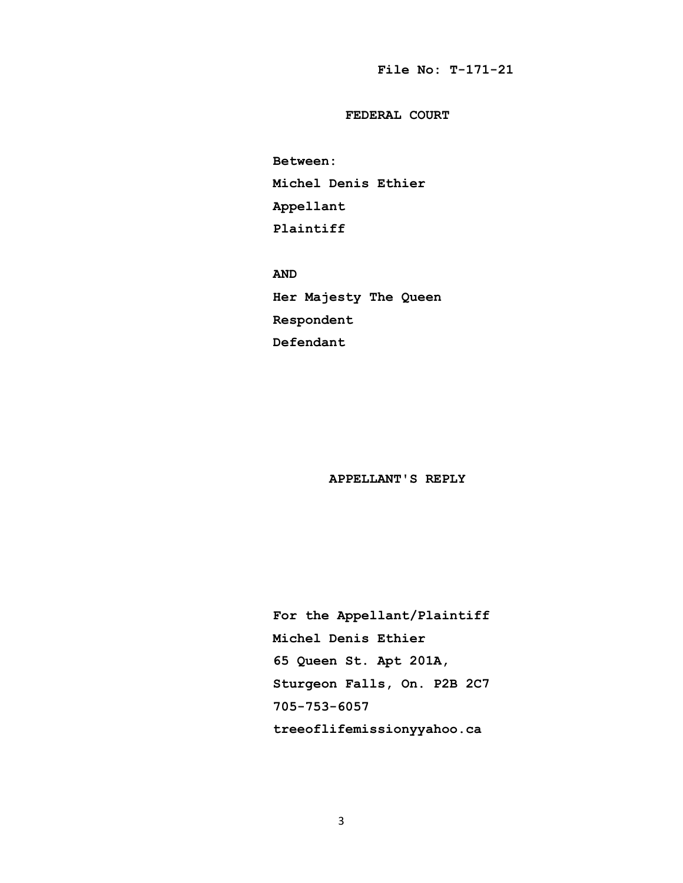**File No: T-171-21**

**FEDERAL COURT**

**Between:**

**Michel Denis Ethier**

**Appellant**

**Plaintiff**

**AND**

**Her Majesty The Queen**

**Respondent**

**Defendant**

# APPELLANT'S REPLY

**For the Appellant/Plaintiff**

**Michel Denis Ethier**

**65 Queen St. Apt 201A,**

**Sturgeon Falls, On. P2B 2C7**

**705-753-6057**

**treeoflifemissionyyahoo.ca**